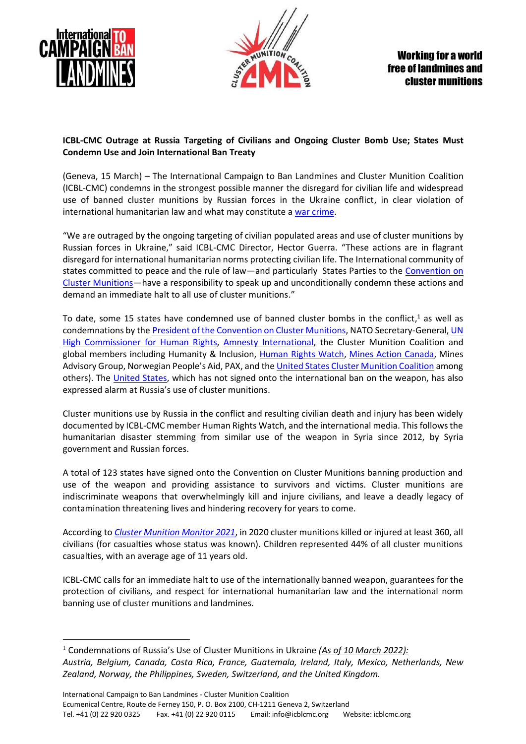Working for a world free of landmines and cluster munitions

**ICBL-CMC Outrage at Russia Targeting of Civilians and Ongoing Cluster Bomb Use; States Must Condemn Use and Join International Ban Treaty**

(Geneva, 15 March) – The International Campaign to Ban Landmines and Cluster Munition Coalition (ICBL-CMC) condemns in the strongest possible manner the disregard for civilian life and widespread use of banned cluster munitions by Russian forces in the Ukraine conflict, in clear violation of international humanitarian law and what may constitute a war crime.

"We are outraged by the ongoing targeting of civilian populated areas and use of cluster munitions by Russian forces in Ukraine," said ICBL-CMC Director, Hector Guerra. "These actions are in flagrant disregard for international humanitarian norms protecting civilian life. The International community of states committed to peace and the rule of law—and particularly States Parties to the Convention on Cluster Munitions—have a responsibility to speak up and unconditionally condemn these actions and demand an immediate halt to all use of cluster munitions."

To date, some 15 states have condemned use of banned cluster bombs in the conflict,[1] as well as condemnations by the President of the Convention on Cluster Munitions, NATO Secretary-General, UN High Commissioner for Human Rights, Amnesty International, the Cluster Munition Coalition and global members including Humanity & Inclusion, Human Rights Watch, Mines Action Canada, Mines Advisory Group, Norwegian People's Aid, PAX, and the United States Cluster Munition Coalition among others). The United States, which has not signed onto the international ban on the weapon, has also expressed alarm at Russia's use of cluster munitions.

Cluster munitions use by Russia in the conflict and resulting civilian death and injury has been widely documented by ICBL-CMC member Human Rights Watch, and the international media. This follows the humanitarian disaster stemming from similar use of the weapon in Syria since 2012, by Syria government and Russian forces.

A total of 123 states have signed onto the Convention on Cluster Munitions banning production and use of the weapon and providing assistance to survivors and victims. Cluster munitions are indiscriminate weapons that overwhelmingly kill and injure civilians, and leave a deadly legacy of contamination threatening lives and hindering recovery for years to come.

According to *Cluster Munition Monitor 2021*, in 2020 cluster munitions killed or injured at least 360, all civilians (for casualties whose status was known). Children represented 44% of all cluster munitions casualties, with an average age of 11 years old.

ICBL-CMC calls for an immediate halt to use of the internationally banned weapon, guarantees for the protection of civilians, and respect for international humanitarian law and the international norm banning use of cluster munitions and landmines.

---

[1] Condemnations of Russia's Use of Cluster Munitions in Ukraine *(As of 10 March 2022):*
*Austria, Belgium, Canada, Costa Rica, France, Guatemala, Ireland, Italy, Mexico, Netherlands, New Zealand, Norway, the Philippines, Sweden, Switzerland, and the United Kingdom.*

International Campaign to Ban Landmines - Cluster Munition Coalition
Ecumenical Centre, Route de Ferney 150, P. O. Box 2100, CH-1211 Geneva 2, Switzerland
Tel. +41 (0) 22 920 0325 Fax. +41 (0) 22 920 0115 Email: info@icblcmc.org Website: icblcmc.org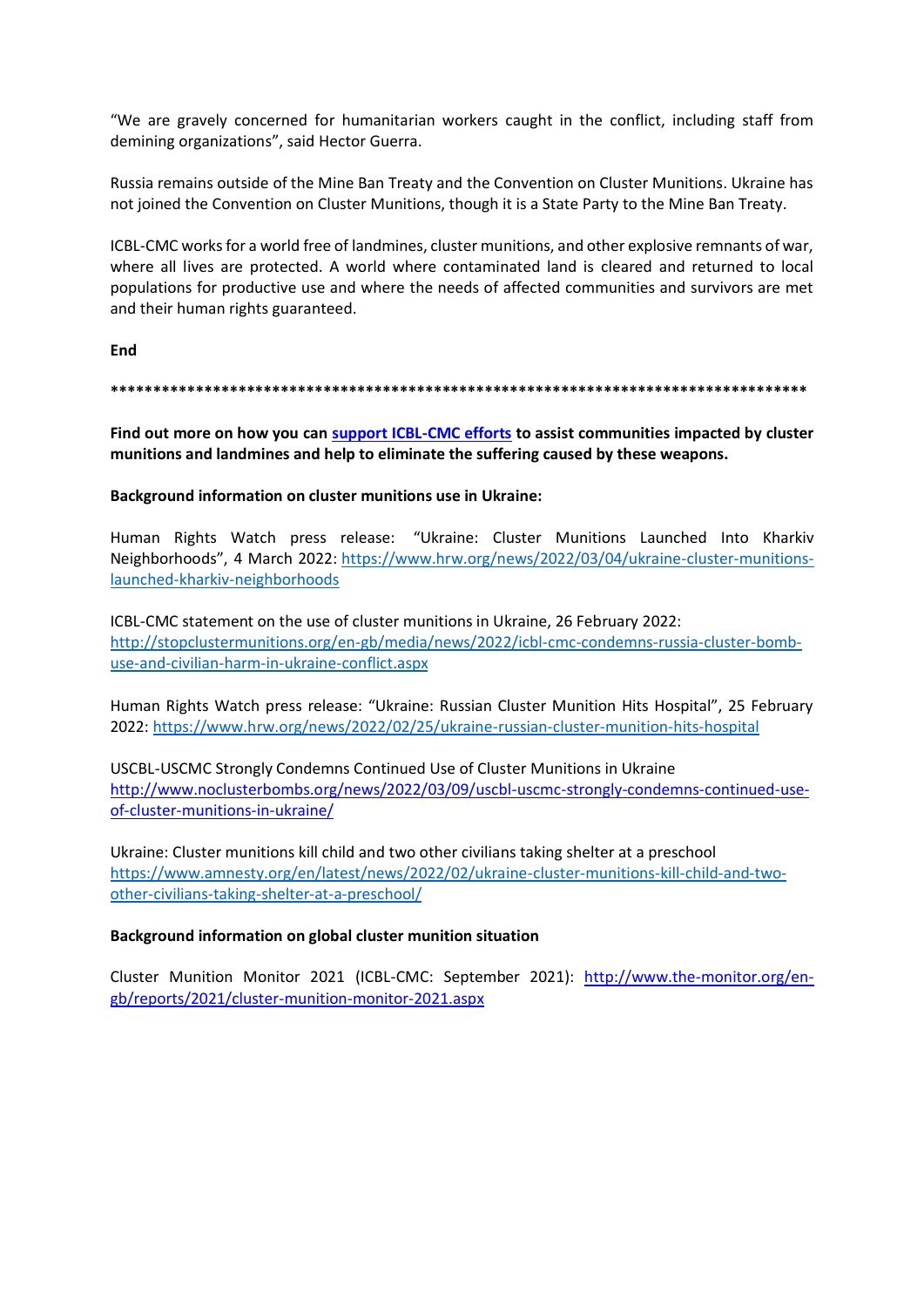"We are gravely concerned for humanitarian workers caught in the conflict, including staff from demining organizations", said Hector Guerra.

Russia remains outside of the Mine Ban Treaty and the Convention on Cluster Munitions. Ukraine has not joined the Convention on Cluster Munitions, though it is a State Party to the Mine Ban Treaty.

ICBL-CMC works for a world free of landmines, cluster munitions, and other explosive remnants of war, where all lives are protected. A world where contaminated land is cleared and returned to local populations for productive use and where the needs of affected communities and survivors are met and their human rights guaranteed.

**End**

**************************************************************************************

**Find out more on how you can support ICBL-CMC efforts to assist communities impacted by cluster munitions and landmines and help to eliminate the suffering caused by these weapons.**

**Background information on cluster munitions use in Ukraine:**

Human Rights Watch press release: "Ukraine: Cluster Munitions Launched Into Kharkiv Neighborhoods", 4 March 2022: https://www.hrw.org/news/2022/03/04/ukraine-cluster-munitions-launched-kharkiv-neighborhoods

ICBL-CMC statement on the use of cluster munitions in Ukraine, 26 February 2022:
http://stopclustermunitions.org/en-gb/media/news/2022/icbl-cmc-condemns-russia-cluster-bomb-use-and-civilian-harm-in-ukraine-conflict.aspx

Human Rights Watch press release: "Ukraine: Russian Cluster Munition Hits Hospital", 25 February 2022: https://www.hrw.org/news/2022/02/25/ukraine-russian-cluster-munition-hits-hospital

USCBL-USCMC Strongly Condemns Continued Use of Cluster Munitions in Ukraine
http://www.noclusterbombs.org/news/2022/03/09/uscbl-uscmc-strongly-condemns-continued-use-of-cluster-munitions-in-ukraine/

Ukraine: Cluster munitions kill child and two other civilians taking shelter at a preschool
https://www.amnesty.org/en/latest/news/2022/02/ukraine-cluster-munitions-kill-child-and-two-other-civilians-taking-shelter-at-a-preschool/

**Background information on global cluster munition situation**

Cluster Munition Monitor 2021 (ICBL-CMC: September 2021): http://www.the-monitor.org/en-gb/reports/2021/cluster-munition-monitor-2021.aspx